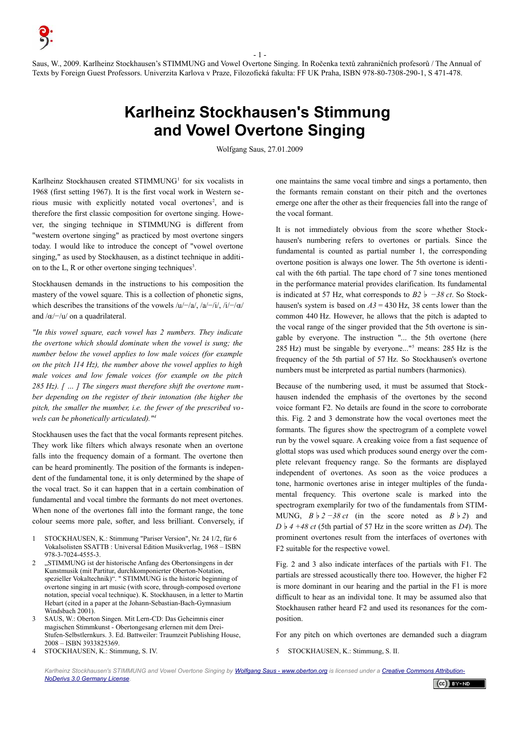Saus, W., 2009. Karlheinz Stockhausen's STIMMUNG and Vowel Overtone Singing. In Ročenka textů zahraničních profesorů / The Annual of Texts by Foreign Guest Professors. Univerzita Karlova v Praze, Filozofická fakulta: FF UK Praha, ISBN 978-80-7308-290-1, S 471-478.

# Karlheinz Stockhausen's Stimmung and Vowel Overtone Singing

Wolfgang Saus, 27.01.2009

Karlheinz Stockhausen created STIMMUNG[1] for six vocalists in 1968 (first setting 1967). It is the first vocal work in Western serious music with explicitly notated vocal overtones[2], and is therefore the first classic composition for overtone singing. However, the singing technique in STIMMUNG is different from "western overtone singing" as practiced by most overtone singers today. I would like to introduce the concept of "vowel overtone singing," as used by Stockhausen, as a distinct technique in addition to the L, R or other overtone singing techniques[3].

Stockhausen demands in the instructions to his composition the mastery of the vowel square. This is a collection of phonetic signs, which describes the transitions of the vowels /u/−/a/, /a/−/i/, /i/−/œ/ and /œ/−/u/ on a quadrilateral.

*"In this vowel square, each vowel has 2 numbers. They indicate the overtone which should dominate when the vowel is sung; the number below the vowel applies to low male voices (for example on the pitch 114 Hz), the number above the vowel applies to high male voices and low female voices (for example on the pitch 285 Hz). [ … ] The singers must therefore shift the overtone number depending on the register of their intonation (the higher the pitch, the smaller the number, i.e. the fewer of the prescribed vowels can be phonetically articulated)."*[4]

Stockhausen uses the fact that the vocal formants represent pitches. They work like filters which always resonate when an overtone falls into the frequency domain of a formant. The overtone then can be heard prominently. The position of the formants is independent of the fundamental tone, it is only determined by the shape of the vocal tract. So it can happen that in a certain combination of fundamental and vocal timbre the formants do not meet overtones. When none of the overtones fall into the formant range, the tone colour seems more pale, softer, and less brilliant. Conversely, if one maintains the same vocal timbre and sings a portamento, then the formants remain constant on their pitch and the overtones emerge one after the other as their frequencies fall into the range of the vocal formant.

It is not immediately obvious from the score whether Stockhausen's numbering refers to overtones or partials. Since the fundamental is counted as partial number 1, the corresponding overtone position is always one lower. The 5th overtone is identical with the 6th partial. The tape chord of 7 sine tones mentioned in the performance material provides clarification. Its fundamental is indicated at 57 Hz, what corresponds to *B2 ♭ −38 ct*. So Stockhausen's system is based on *A3* = 430 Hz, 38 cents lower than the common 440 Hz. However, he allows that the pitch is adapted to the vocal range of the singer provided that the 5th overtone is singable by everyone. The instruction "... the 5th overtone (here 285 Hz) must be singable by everyone..."[5] means: 285 Hz is the frequency of the 5th partial of 57 Hz. So Stockhausen's overtone numbers must be interpreted as partial numbers (harmonics).

Because of the numbering used, it must be assumed that Stockhausen indended the emphasis of the overtones by the second voice formant F2. No details are found in the score to corroborate this. Fig. 2 and 3 demonstrate how the vocal overtones meet the formants. The figures show the spectrogram of a complete vowel run by the vowel square. A creaking voice from a fast sequence of glottal stops was used which produces sound energy over the complete relevant frequency range. So the formants are displayed independent of overtones. As soon as the voice produces a tone, harmonic overtones arise in integer multiples of the fundamental frequency. This overtone scale is marked into the spectrogram exemplarily for two of the fundamentals from STIMMUNG, *B ♭ 2 −38 ct* (in the score noted as *B ♭ 2*) and *D ♭ 4 +48 ct* (5th partial of 57 Hz in the score written as *D4*). The prominent overtones result from the interfaces of overtones with F2 suitable for the respective vowel.

Fig. 2 and 3 also indicate interfaces of the partials with F1. The partials are stressed acoustically there too. However, the higher F2 is more dominant in our hearing and the partial in the F1 is more difficult to hear as an individual tone. It may be assumed also that Stockhausen rather heard F2 and used its resonances for the composition.

For any pitch on which overtones are demanded such a diagram

---

1. STOCKHAUSEN, K.: Stimmung "Pariser Version", Nr. 24 1/2, für 6 Vokalsolisten SSATTB : Universal Edition Musikverlag, 1968 – ISBN 978-3-7024-4555-3.
2. „STIMMUNG ist der historische Anfang des Obertonsingens in der Kunstmusik (mit Partitur, durchkomponierter Oberton-Notation, spezieller Vokaltechnik)". " STIMMUNG is the historic beginning of overtone singing in art music (with score, through-composed overtone notation, special vocal technique). K. Stockhausen, in a letter to Martin Hebart (cited in a paper at the Johann-Sebastian-Bach-Gymnasium Windsbach 2001).
3. SAUS, W.: Oberton Singen. Mit Lern-CD: Das Geheimnis einer magischen Stimmkunst - Obertongesang erlernen mit dem Drei-Stufen-Selbstlernkurs. 3. Ed. Battweiler: Traumzeit Publishing House, 2008 – ISBN 3933825369.
4. STOCKHAUSEN, K.: Stimmung, S. IV.
5. STOCKHAUSEN, K.: Stimmung, S. II.

*Karlheinz Stockhausen's STIMMUNG and Vowel Overtone Singing by Wolfgang Saus - www.oberton.org is licensed under a Creative Commons Attribution-NoDerivs 3.0 Germany License.*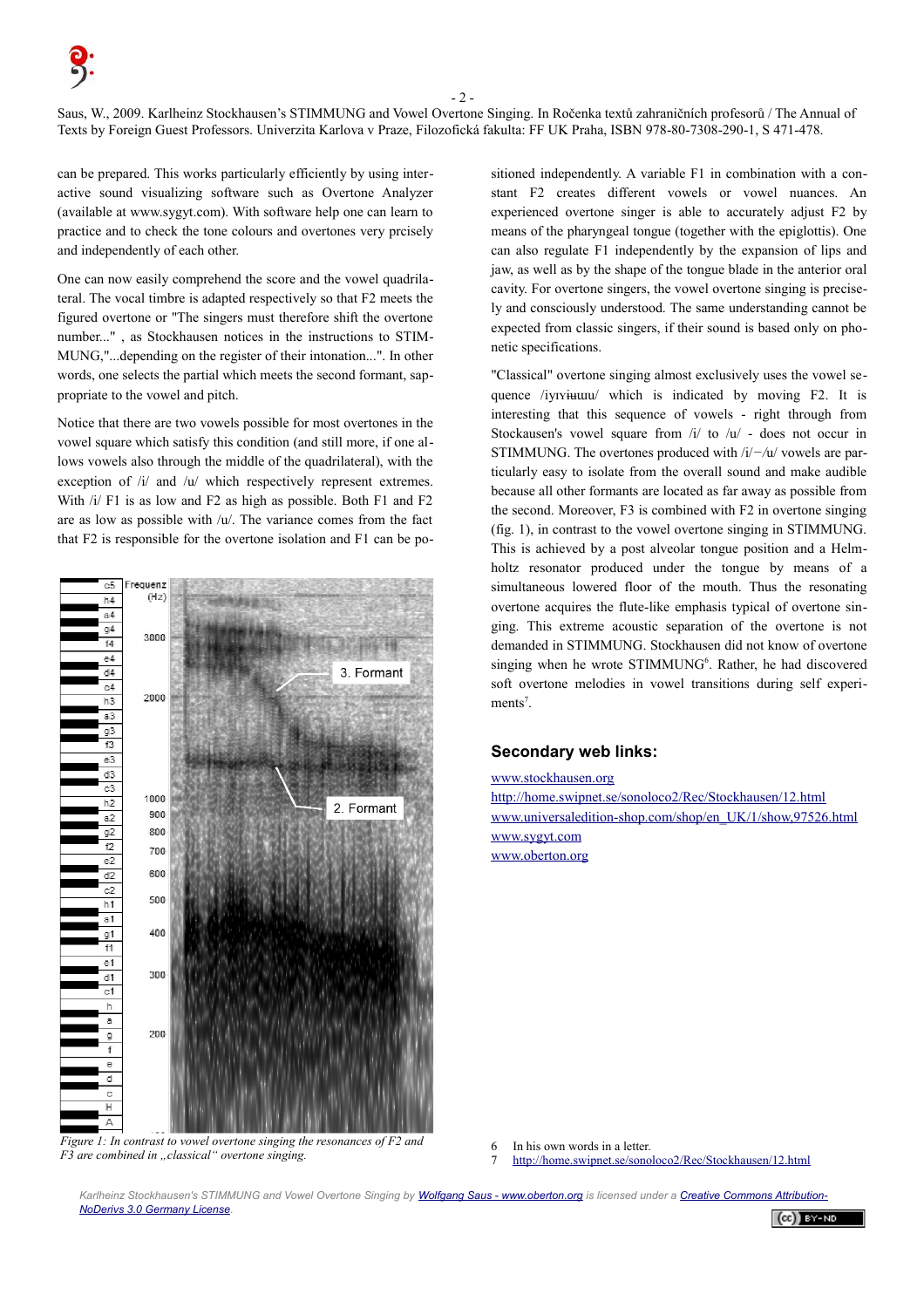Saus, W., 2009. Karlheinz Stockhausen's STIMMUNG and Vowel Overtone Singing. In Ročenka textů zahraničních profesorů / The Annual of Texts by Foreign Guest Professors. Univerzita Karlova v Praze, Filozofická fakulta: FF UK Praha, ISBN 978-80-7308-290-1, S 471-478.

can be prepared. This works particularly efficiently by using interactive sound visualizing software such as Overtone Analyzer (available at www.sygyt.com). With software help one can learn to practice and to check the tone colours and overtones very prcisely and independently of each other.

One can now easily comprehend the score and the vowel quadrilateral. The vocal timbre is adapted respectively so that F2 meets the figured overtone or "The singers must therefore shift the overtone number..." , as Stockhausen notices in the instructions to STIMMUNG,"...depending on the register of their intonation...". In other words, one selects the partial which meets the second formant, sappropriate to the vowel and pitch.

Notice that there are two vowels possible for most overtones in the vowel square which satisfy this condition (and still more, if one allows vowels also through the middle of the quadrilateral), with the exception of /i/ and /u/ which respectively represent extremes. With /i/ F1 is as low and F2 as high as possible. Both F1 and F2 are as low as possible with /u/. The variance comes from the fact that F2 is responsible for the overtone isolation and F1 can be positioned independently. A variable F1 in combination with a constant F2 creates different vowels or vowel nuances. An experienced overtone singer is able to accurately adjust F2 by means of the pharyngeal tongue (together with the epiglottis). One can also regulate F1 independently by the expansion of lips and jaw, as well as by the shape of the tongue blade in the anterior oral cavity. For overtone singers, the vowel overtone singing is precisely and consciously understood. The same understanding cannot be expected from classic singers, if their sound is based only on phonetic specifications.

*Figure 1: In contrast to vowel overtone singing the resonances of F2 and F3 are combined in „classical" overtone singing.*

"Classical" overtone singing almost exclusively uses the vowel sequence /iyɪʏɨʉɯu/ which is indicated by moving F2. It is interesting that this sequence of vowels - right through from Stockausen's vowel square from /i/ to /u/ - does not occur in STIMMUNG. The overtones produced with /i/−/u/ vowels are particularly easy to isolate from the overall sound and make audible because all other formants are located as far away as possible from the second. Moreover, F3 is combined with F2 in overtone singing (fig. 1), in contrast to the vowel overtone singing in STIMMUNG. This is achieved by a post alveolar tongue position and a Helmholtz resonator produced under the tongue by means of a simultaneous lowered floor of the mouth. Thus the resonating overtone acquires the flute-like emphasis typical of overtone singing. This extreme acoustic separation of the overtone is not demanded in STIMMUNG. Stockhausen did not know of overtone singing when he wrote STIMMUNG[6]. Rather, he had discovered soft overtone melodies in vowel transitions during self experiments[7].

### Secondary web links:

www.stockhausen.org
http://home.swipnet.se/sonoloco2/Rec/Stockhausen/12.html
www.universaledition-shop.com/shop/en_UK/1/show,97526.html
www.sygyt.com
www.oberton.org

6 In his own words in a letter.
7 http://home.swipnet.se/sonoloco2/Rec/Stockhausen/12.html

*Karlheinz Stockhausen's STIMMUNG and Vowel Overtone Singing by Wolfgang Saus - www.oberton.org is licensed under a Creative Commons Attribution-NoDerivs 3.0 Germany License.*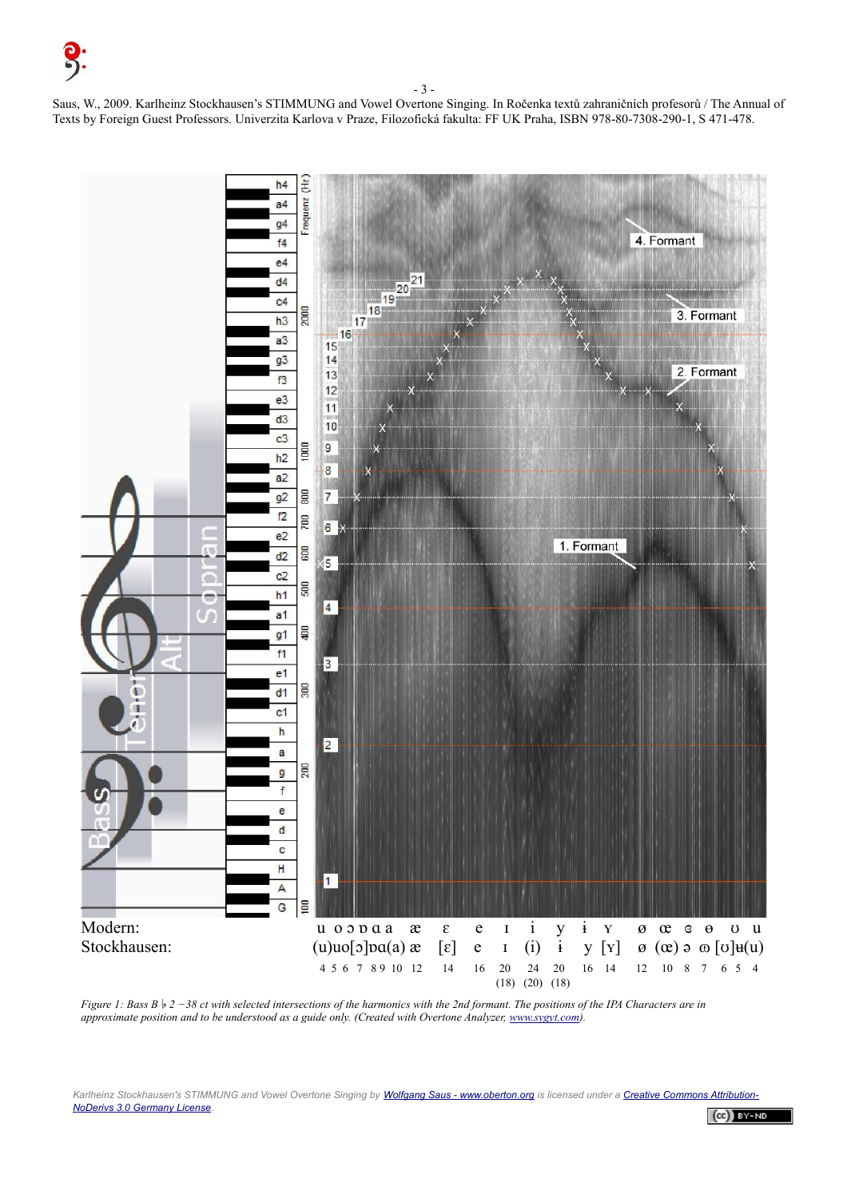Saus, W., 2009. Karlheinz Stockhausen's STIMMUNG and Vowel Overtone Singing. In Ročenka textů zahraničních profesorů / The Annual of Texts by Foreign Guest Professors. Univerzita Karlova v Praze, Filozofická fakulta: FF UK Praha, ISBN 978-80-7308-290-1, S 471-478.

Modern: u o ɔ ɒ ɑ a æ ɛ e ɪ i y ɨ ʏ ø œ ɘ ɵ ʊ u

Stockhausen: (u)uo[ɔ]ɒɑ(a) æ [ɛ] e ɪ (i) ɨ y [ʏ] ø (œ) ə ɷ [ʊ]ʉ(u)

4 5 6 7 8 9 10 12 14 16 20 (18) 24 (20) 20 (18) 16 14 12 10 8 7 6 5 4

*Figure 1: Bass B♭2 −38 ct with selected intersections of the harmonics with the 2nd formant. The positions of the IPA Characters are in approximate position and to be understood as a guide only. (Created with Overtone Analyzer, www.sygyt.com).*

*Karlheinz Stockhausen's STIMMUNG and Vowel Overtone Singing by Wolfgang Saus - www.oberton.org is licensed under a Creative Commons Attribution-NoDerivs 3.0 Germany License.*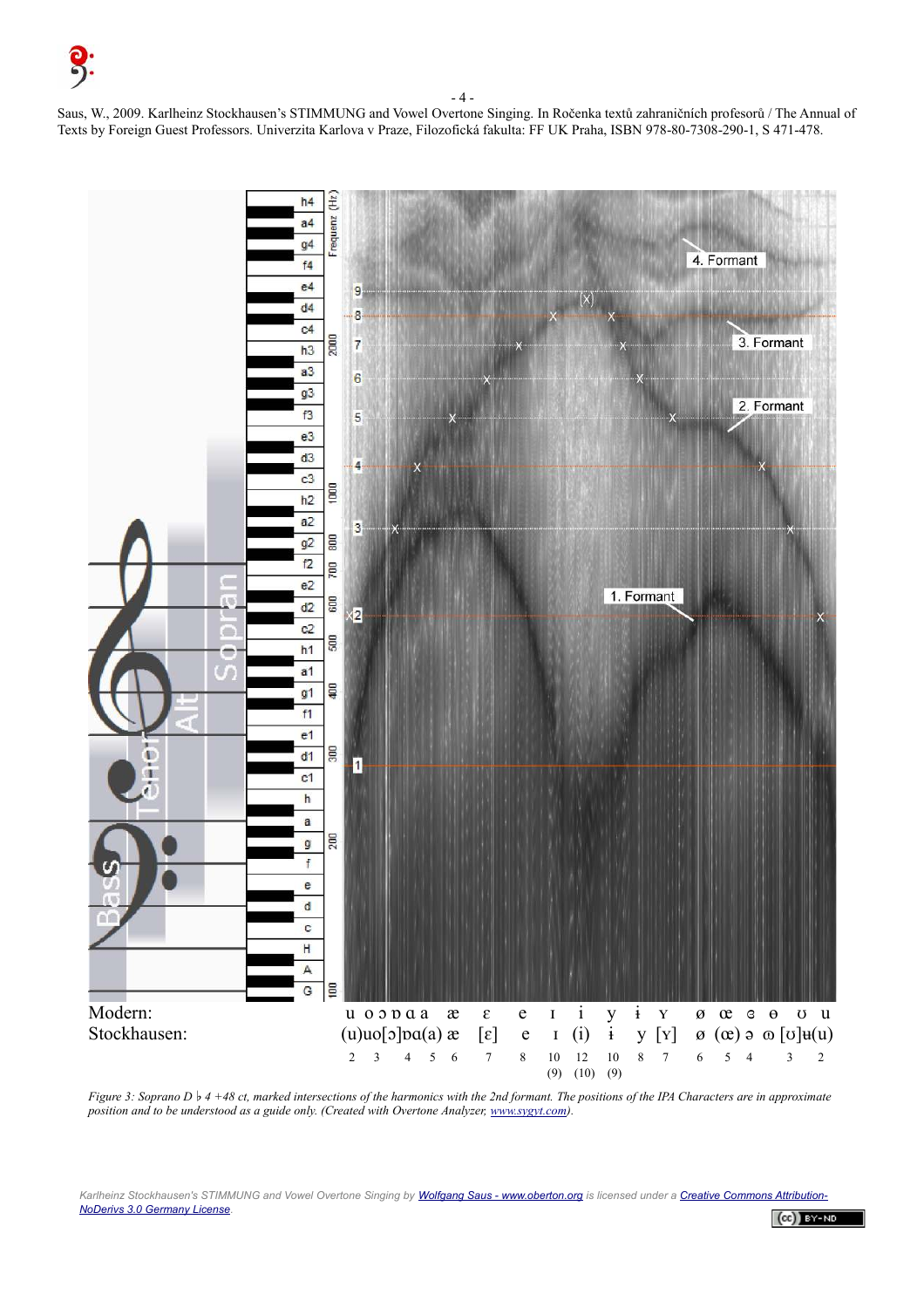Saus, W., 2009. Karlheinz Stockhausen's STIMMUNG and Vowel Overtone Singing. In Ročenka textů zahraničních profesorů / The Annual of Texts by Foreign Guest Professors. Univerzita Karlova v Praze, Filozofická fakulta: FF UK Praha, ISBN 978-80-7308-290-1, S 471-478.

h4
a4
g4
f4
e4
d4
c4
h3
a3
g3
f3
e3
d3
c3
h2
a2
g2
f2
e2
d2
c2
h1
a1
g1
f1
e1
d1
c1
h
a
g
f
e
d
c
H
A
G

Frequenz (Hz)
2000
1000
800
700
600
500
400
300
200
100

Sopran
Alt
Tenor
Bass

9
8
7
6
5
4
3
2
1

4. Formant
3. Formant
2. Formant
1. Formant

Modern: u o ɔ ɒ ɑ a æ ɛ e ɪ i y ɨ ʏ ø œ ɵ ə ɵ ʊ u

Stockhausen: (u)uo[ɔ]ɒɑ(a) æ [ɛ] e ɪ (i) ɨ y [ʏ] ø (œ) ə ɷ [ʊ]ʉ(u)

2 3 4 5 6 7 8 10 12 10 8 7 6 5 4 3 2

(9) (10) (9)

*Figure 3: Soprano D ♭ 4 +48 ct, marked intersections of the harmonics with the 2nd formant. The positions of the IPA Characters are in approximate position and to be understood as a guide only. (Created with Overtone Analyzer, www.sygyt.com).*

*Karlheinz Stockhausen's STIMMUNG and Vowel Overtone Singing by Wolfgang Saus - www.oberton.org is licensed under a Creative Commons Attribution-NoDerivs 3.0 Germany License.*